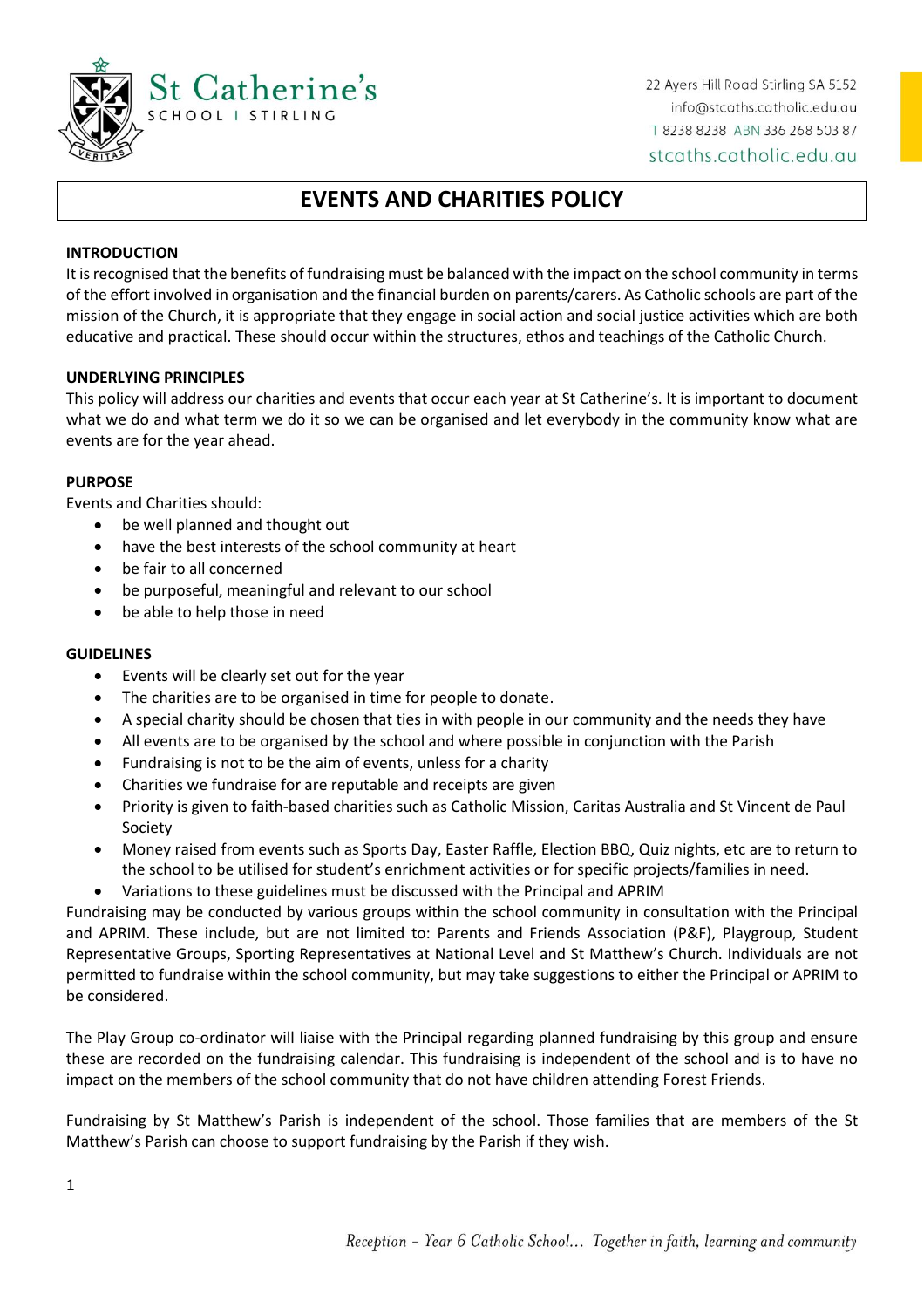St Catherine's
SCHOOL | STIRLING

22 Ayers Hill Road Stirling SA 5152
info@stcaths.catholic.edu.au
T 8238 8238 ABN 336 268 503 87
stcaths.catholic.edu.au

# EVENTS AND CHARITIES POLICY

## INTRODUCTION

It is recognised that the benefits of fundraising must be balanced with the impact on the school community in terms of the effort involved in organisation and the financial burden on parents/carers. As Catholic schools are part of the mission of the Church, it is appropriate that they engage in social action and social justice activities which are both educative and practical. These should occur within the structures, ethos and teachings of the Catholic Church.

## UNDERLYING PRINCIPLES

This policy will address our charities and events that occur each year at St Catherine's. It is important to document what we do and what term we do it so we can be organised and let everybody in the community know what are events are for the year ahead.

## PURPOSE

Events and Charities should:

- be well planned and thought out
- have the best interests of the school community at heart
- be fair to all concerned
- be purposeful, meaningful and relevant to our school
- be able to help those in need

## GUIDELINES

- Events will be clearly set out for the year
- The charities are to be organised in time for people to donate.
- A special charity should be chosen that ties in with people in our community and the needs they have
- All events are to be organised by the school and where possible in conjunction with the Parish
- Fundraising is not to be the aim of events, unless for a charity
- Charities we fundraise for are reputable and receipts are given
- Priority is given to faith-based charities such as Catholic Mission, Caritas Australia and St Vincent de Paul Society
- Money raised from events such as Sports Day, Easter Raffle, Election BBQ, Quiz nights, etc are to return to the school to be utilised for student's enrichment activities or for specific projects/families in need.
- Variations to these guidelines must be discussed with the Principal and APRIM

Fundraising may be conducted by various groups within the school community in consultation with the Principal and APRIM. These include, but are not limited to: Parents and Friends Association (P&F), Playgroup, Student Representative Groups, Sporting Representatives at National Level and St Matthew's Church. Individuals are not permitted to fundraise within the school community, but may take suggestions to either the Principal or APRIM to be considered.

The Play Group co-ordinator will liaise with the Principal regarding planned fundraising by this group and ensure these are recorded on the fundraising calendar. This fundraising is independent of the school and is to have no impact on the members of the school community that do not have children attending Forest Friends.

Fundraising by St Matthew's Parish is independent of the school. Those families that are members of the St Matthew's Parish can choose to support fundraising by the Parish if they wish.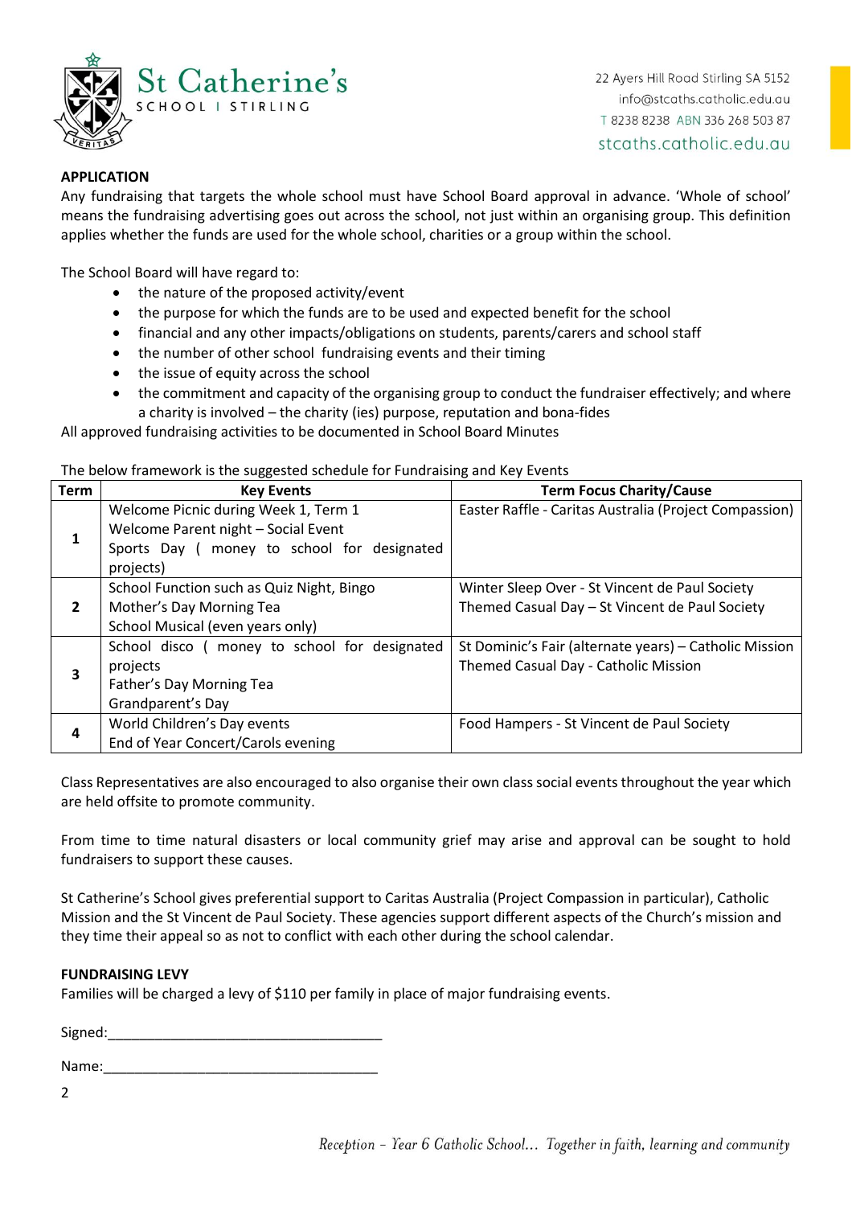**APPLICATION**

Any fundraising that targets the whole school must have School Board approval in advance. 'Whole of school' means the fundraising advertising goes out across the school, not just within an organising group. This definition applies whether the funds are used for the whole school, charities or a group within the school.

The School Board will have regard to:

- the nature of the proposed activity/event
- the purpose for which the funds are to be used and expected benefit for the school
- financial and any other impacts/obligations on students, parents/carers and school staff
- the number of other school fundraising events and their timing
- the issue of equity across the school
- the commitment and capacity of the organising group to conduct the fundraiser effectively; and where a charity is involved – the charity (ies) purpose, reputation and bona-fides

All approved fundraising activities to be documented in School Board Minutes

The below framework is the suggested schedule for Fundraising and Key Events

| Term | Key Events | Term Focus Charity/Cause |
|---|---|---|
| 1 | Welcome Picnic during Week 1, Term 1<br>Welcome Parent night – Social Event<br>Sports Day ( money to school for designated projects) | Easter Raffle - Caritas Australia (Project Compassion) |
| 2 | School Function such as Quiz Night, Bingo<br>Mother's Day Morning Tea<br>School Musical (even years only) | Winter Sleep Over - St Vincent de Paul Society<br>Themed Casual Day – St Vincent de Paul Society |
| 3 | School disco ( money to school for designated projects<br>Father's Day Morning Tea<br>Grandparent's Day | St Dominic's Fair (alternate years) – Catholic Mission<br>Themed Casual Day - Catholic Mission |
| 4 | World Children's Day events<br>End of Year Concert/Carols evening | Food Hampers - St Vincent de Paul Society |

Class Representatives are also encouraged to also organise their own class social events throughout the year which are held offsite to promote community.

From time to time natural disasters or local community grief may arise and approval can be sought to hold fundraisers to support these causes.

St Catherine's School gives preferential support to Caritas Australia (Project Compassion in particular), Catholic Mission and the St Vincent de Paul Society. These agencies support different aspects of the Church's mission and they time their appeal so as not to conflict with each other during the school calendar.

**FUNDRAISING LEVY**

Families will be charged a levy of $110 per family in place of major fundraising events.

Signed:___________________________________

Name:___________________________________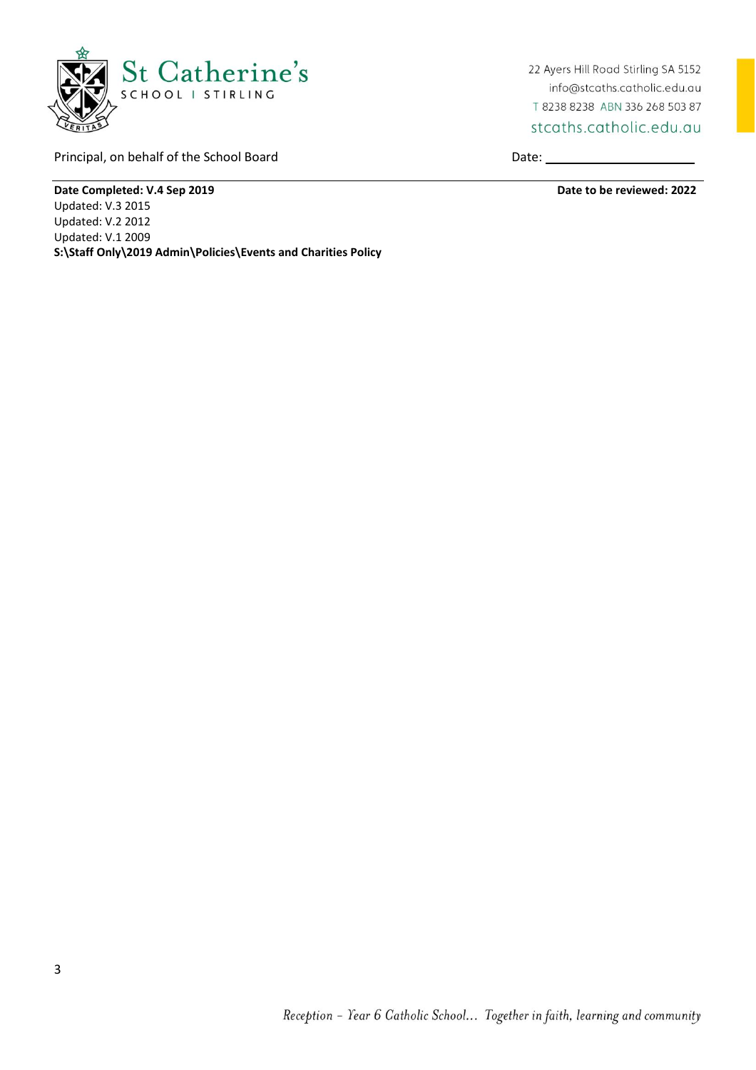Principal, on behalf of the School Board

Date: ______________________

---

**Date Completed: V.4 Sep 2019** **Date to be reviewed: 2022**

Updated: V.3 2015

Updated: V.2 2012

Updated: V.1 2009

**S:\Staff Only\2019 Admin\Policies\Events and Charities Policy**